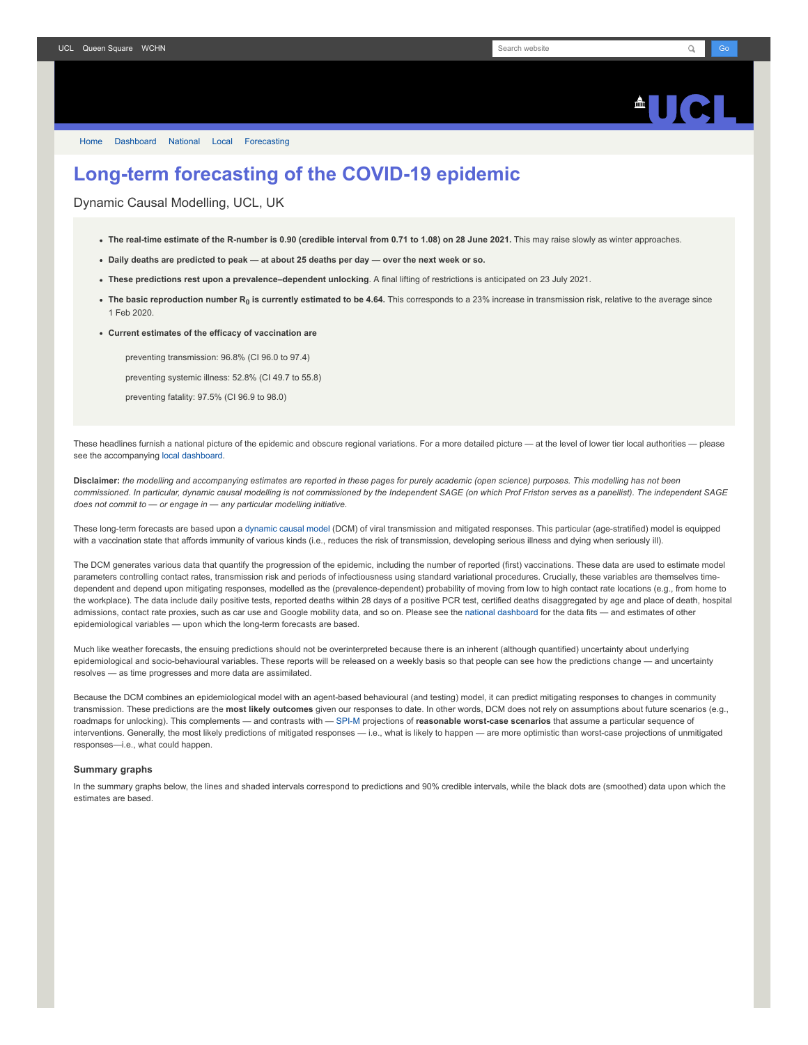# Long-term forecasting of the COVID-19 epidemic

Dynamic Causal Modelling, UCL, UK

- **The real-time estimate of the R-number is 0.90 (credible interval from 0.71 to 1.08) on 28 June 2021.** This may raise slowly as winter approaches.
- **Daily deaths are predicted to peak — at about 25 deaths per day — over the next week or so.**
- **These predictions rest upon a prevalence–dependent unlocking**. A final lifting of restrictions is anticipated on 23 July 2021.
- **The basic reproduction number $R_0$ is currently estimated to be 4.64.** This corresponds to a 23% increase in transmission risk, relative to the average since 1 Feb 2020.
- **Current estimates of the efficacy of vaccination are**

  preventing transmission: 96.8% (CI 96.0 to 97.4)

  preventing systemic illness: 52.8% (CI 49.7 to 55.8)

  preventing fatality: 97.5% (CI 96.9 to 98.0)

These headlines furnish a national picture of the epidemic and obscure regional variations. For a more detailed picture — at the level of lower tier local authorities — please see the accompanying local dashboard.

**Disclaimer:** *the modelling and accompanying estimates are reported in these pages for purely academic (open science) purposes. This modelling has not been commissioned. In particular, dynamic causal modelling is not commissioned by the Independent SAGE (on which Prof Friston serves as a panellist). The independent SAGE does not commit to — or engage in — any particular modelling initiative.*

These long-term forecasts are based upon a dynamic causal model (DCM) of viral transmission and mitigated responses. This particular (age-stratified) model is equipped with a vaccination state that affords immunity of various kinds (i.e., reduces the risk of transmission, developing serious illness and dying when seriously ill).

The DCM generates various data that quantify the progression of the epidemic, including the number of reported (first) vaccinations. These data are used to estimate model parameters controlling contact rates, transmission risk and periods of infectiousness using standard variational procedures. Crucially, these variables are themselves time-dependent and depend upon mitigating responses, modelled as the (prevalence-dependent) probability of moving from low to high contact rate locations (e.g., from home to the workplace). The data include daily positive tests, reported deaths within 28 days of a positive PCR test, certified deaths disaggregated by age and place of death, hospital admissions, contact rate proxies, such as car use and Google mobility data, and so on. Please see the national dashboard for the data fits — and estimates of other epidemiological variables — upon which the long-term forecasts are based.

Much like weather forecasts, the ensuing predictions should not be overinterpreted because there is an inherent (although quantified) uncertainty about underlying epidemiological and socio-behavioural variables. These reports will be released on a weekly basis so that people can see how the predictions change — and uncertainty resolves — as time progresses and more data are assimilated.

Because the DCM combines an epidemiological model with an agent-based behavioural (and testing) model, it can predict mitigating responses to changes in community transmission. These predictions are the **most likely outcomes** given our responses to date. In other words, DCM does not rely on assumptions about future scenarios (e.g., roadmaps for unlocking). This complements — and contrasts with — SPI-M projections of **reasonable worst-case scenarios** that assume a particular sequence of interventions. Generally, the most likely predictions of mitigated responses — i.e., what is likely to happen — are more optimistic than worst-case projections of unmitigated responses—i.e., what could happen.

### Summary graphs

In the summary graphs below, the lines and shaded intervals correspond to predictions and 90% credible intervals, while the black dots are (smoothed) data upon which the estimates are based.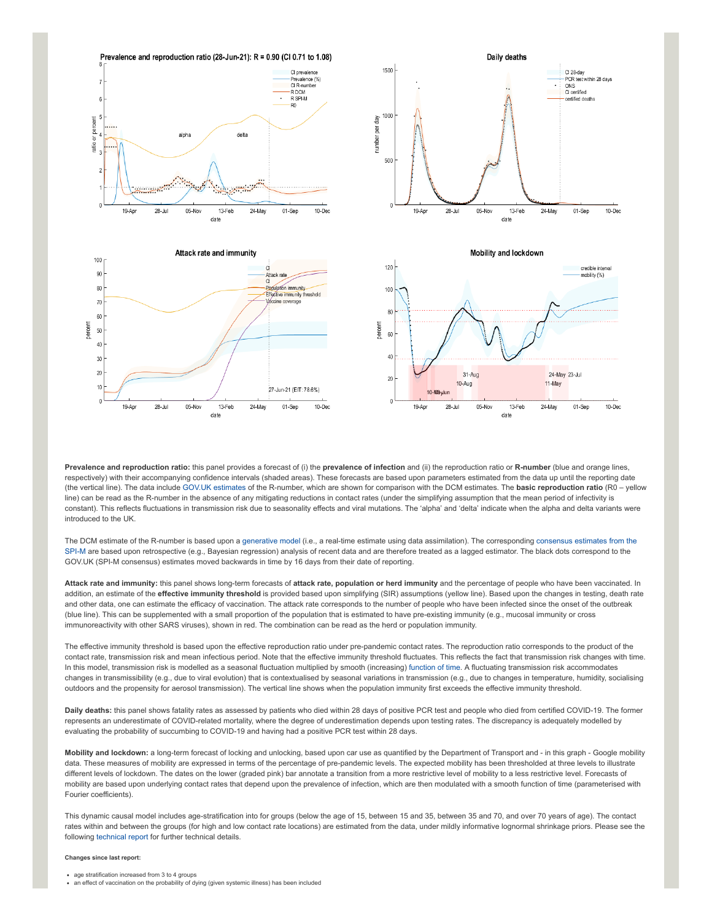**Prevalence and reproduction ratio:** this panel provides a forecast of (i) the **prevalence of infection** and (ii) the reproduction ratio or **R-number** (blue and orange lines, respectively) with their accompanying confidence intervals (shaded areas). These forecasts are based upon parameters estimated from the data up until the reporting date (the vertical line). The data include GOV.UK estimates of the R-number, which are shown for comparison with the DCM estimates. The **basic reproduction ratio** (R0 – yellow line) can be read as the R-number in the absence of any mitigating reductions in contact rates (under the simplifying assumption that the mean period of infectivity is constant). This reflects fluctuations in transmission risk due to seasonality effects and viral mutations. The 'alpha' and 'delta' indicate when the alpha and delta variants were introduced to the UK.

The DCM estimate of the R-number is based upon a generative model (i.e., a real-time estimate using data assimilation). The corresponding consensus estimates from the SPI-M are based upon retrospective (e.g., Bayesian regression) analysis of recent data and are therefore treated as a lagged estimator. The black dots correspond to the GOV.UK (SPI-M consensus) estimates moved backwards in time by 16 days from their date of reporting.

**Attack rate and immunity:** this panel shows long-term forecasts of **attack rate, population or herd immunity** and the percentage of people who have been vaccinated. In addition, an estimate of the **effective immunity threshold** is provided based upon simplifying (SIR) assumptions (yellow line). Based upon the changes in testing, death rate and other data, one can estimate the efficacy of vaccination. The attack rate corresponds to the number of people who have been infected since the onset of the outbreak (blue line). This can be supplemented with a small proportion of the population that is estimated to have pre-existing immunity (e.g., mucosal immunity or cross immunoreactivity with other SARS viruses), shown in red. The combination can be read as the herd or population immunity.

The effective immunity threshold is based upon the effective reproduction ratio under pre-pandemic contact rates. The reproduction ratio corresponds to the product of the contact rate, transmission risk and mean infectious period. Note that the effective immunity threshold fluctuates. This reflects the fact that transmission risk changes with time. In this model, transmission risk is modelled as a seasonal fluctuation multiplied by smooth (increasing) function of time. A fluctuating transmission risk accommodates changes in transmissibility (e.g., due to viral evolution) that is contextualised by seasonal variations in transmission (e.g., due to changes in temperature, humidity, socialising outdoors and the propensity for aerosol transmission). The vertical line shows when the population immunity first exceeds the effective immunity threshold.

**Daily deaths:** this panel shows fatality rates as assessed by patients who died within 28 days of positive PCR test and people who died from certified COVID-19. The former represents an underestimate of COVID-related mortality, where the degree of underestimation depends upon testing rates. The discrepancy is adequately modelled by evaluating the probability of succumbing to COVID-19 and having had a positive PCR test within 28 days.

**Mobility and lockdown:** a long-term forecast of locking and unlocking, based upon car use as quantified by the Department of Transport and - in this graph - Google mobility data. These measures of mobility are expressed in terms of the percentage of pre-pandemic levels. The expected mobility has been thresholded at three levels to illustrate different levels of lockdown. The dates on the lower (graded pink) bar annotate a transition from a more restrictive level of mobility to a less restrictive level. Forecasts of mobility are based upon underlying contact rates that depend upon the prevalence of infection, which are then modulated with a smooth function of time (parameterised with Fourier coefficients).

This dynamic causal model includes age-stratification into for groups (below the age of 15, between 15 and 35, between 35 and 70, and over 70 years of age). The contact rates within and between the groups (for high and low contact rate locations) are estimated from the data, under mildly informative lognormal shrinkage priors. Please see the following technical report for further technical details.

**Changes since last report:**

- age stratification increased from 3 to 4 groups
- an effect of vaccination on the probability of dying (given systemic illness) has been included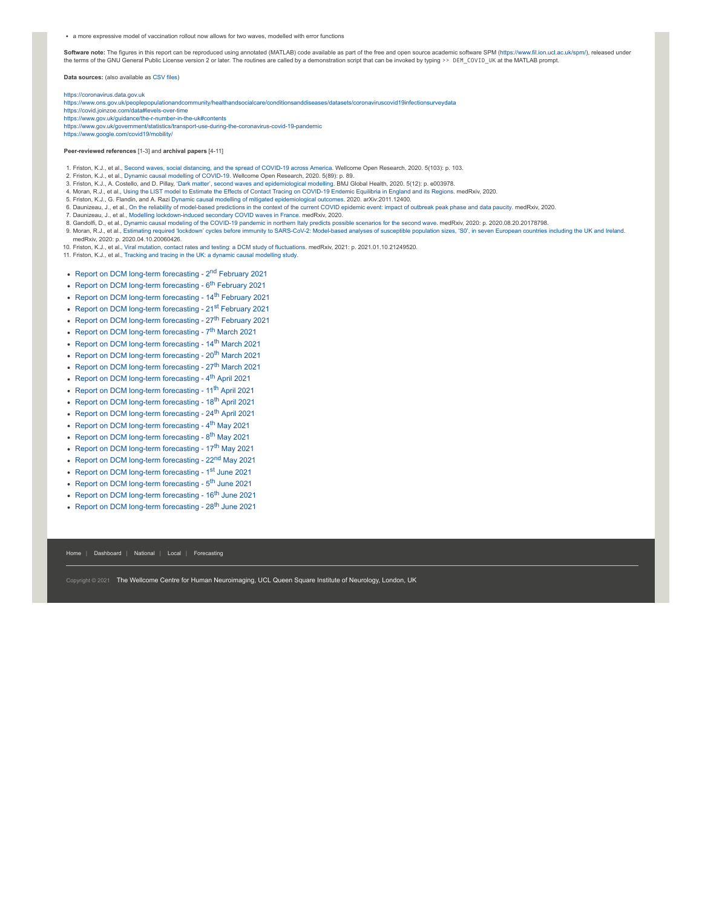- a more expressive model of vaccination rollout now allows for two waves, modelled with error functions

**Software note:** The figures in this report can be reproduced using annotated (MATLAB) code available as part of the free and open source academic software SPM (https://www.fil.ion.ucl.ac.uk/spm/), released under the terms of the GNU General Public License version 2 or later. The routines are called by a demonstration script that can be invoked by typing `>> DEM_COVID_UK` at the MATLAB prompt.

**Data sources:** (also available as CSV files)

https://coronavirus.data.gov.uk
https://www.ons.gov.uk/peoplepopulationandcommunity/healthandsocialcare/conditionsanddiseases/datasets/coronaviruscovid19infectionsurveydata
https://covid.joinzoe.com/data#levels-over-time
https://www.gov.uk/guidance/the-r-number-in-the-uk#contents
https://www.gov.uk/government/statistics/transport-use-during-the-coronavirus-covid-19-pandemic
https://www.google.com/covid19/mobility/

**Peer-reviewed references** [1-3] and **archival papers** [4-11]

1. Friston, K.J., et al., Second waves, social distancing, and the spread of COVID-19 across America. Wellcome Open Research, 2020. 5(103): p. 103.
2. Friston, K.J., et al., Dynamic causal modelling of COVID-19. Wellcome Open Research, 2020. 5(89): p. 89.
3. Friston, K.J., A. Costello, and D. Pillay, 'Dark matter', second waves and epidemiological modelling. BMJ Global Health, 2020. 5(12): p. e003978.
4. Moran, R.J., et al., Using the LIST model to Estimate the Effects of Contact Tracing on COVID-19 Endemic Equilibria in England and its Regions. medRxiv, 2020.
5. Friston, K.J., G. Flandin, and A. Razi Dynamic causal modelling of mitigated epidemiological outcomes. 2020. arXiv:2011.12400.
6. Daunizeau, J., et al., On the reliability of model-based predictions in the context of the current COVID epidemic event: impact of outbreak peak phase and data paucity. medRxiv, 2020.
7. Daunizeau, J., et al., Modelling lockdown-induced secondary COVID waves in France. medRxiv, 2020.
8. Gandolfi, D., et al., Dynamic causal modeling of the COVID-19 pandemic in northern Italy predicts possible scenarios for the second wave. medRxiv, 2020: p. 2020.08.20.20178798.
9. Moran, R.J., et al., Estimating required 'lockdown' cycles before immunity to SARS-CoV-2: Model-based analyses of susceptible population sizes, 'S0', in seven European countries including the UK and Ireland. medRxiv, 2020: p. 2020.04.10.20060426.
10. Friston, K.J., et al., Viral mutation, contact rates and testing: a DCM study of fluctuations. medRxiv, 2021: p. 2021.01.10.21249520.
11. Friston, K.J., et al., Tracking and tracing in the UK: a dynamic causal modelling study.

- Report on DCM long-term forecasting - 2nd February 2021
- Report on DCM long-term forecasting - 6th February 2021
- Report on DCM long-term forecasting - 14th February 2021
- Report on DCM long-term forecasting - 21st February 2021
- Report on DCM long-term forecasting - 27th February 2021
- Report on DCM long-term forecasting - 7th March 2021
- Report on DCM long-term forecasting - 14th March 2021
- Report on DCM long-term forecasting - 20th March 2021
- Report on DCM long-term forecasting - 27th March 2021
- Report on DCM long-term forecasting - 4th April 2021
- Report on DCM long-term forecasting - 11th April 2021
- Report on DCM long-term forecasting - 18th April 2021
- Report on DCM long-term forecasting - 24th April 2021
- Report on DCM long-term forecasting - 4th May 2021
- Report on DCM long-term forecasting - 8th May 2021
- Report on DCM long-term forecasting - 17th May 2021
- Report on DCM long-term forecasting - 22nd May 2021
- Report on DCM long-term forecasting - 1st June 2021
- Report on DCM long-term forecasting - 5th June 2021
- Report on DCM long-term forecasting - 16th June 2021
- Report on DCM long-term forecasting - 28th June 2021

Home | Dashboard | National | Local | Forecasting

Copyright © 2021 The Wellcome Centre for Human Neuroimaging, UCL Queen Square Institute of Neurology, London, UK